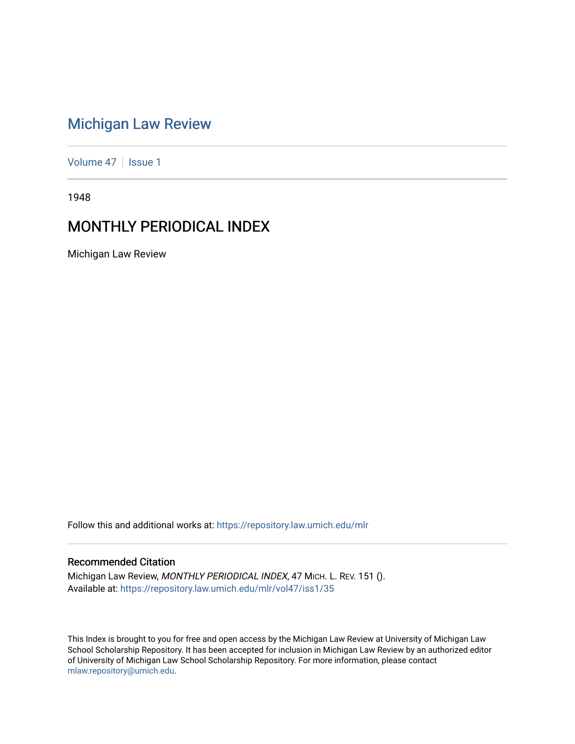# Michigan Law Review

Volume 47 | Issue 1

1948

## MONTHLY PERIODICAL INDEX

Michigan Law Review

Follow this and additional works at: https://repository.law.umich.edu/mlr

### Recommended Citation

Michigan Law Review, *MONTHLY PERIODICAL INDEX*, 47 MICH. L. REV. 151 ().
Available at: https://repository.law.umich.edu/mlr/vol47/iss1/35

This Index is brought to you for free and open access by the Michigan Law Review at University of Michigan Law School Scholarship Repository. It has been accepted for inclusion in Michigan Law Review by an authorized editor of University of Michigan Law School Scholarship Repository. For more information, please contact mlaw.repository@umich.edu.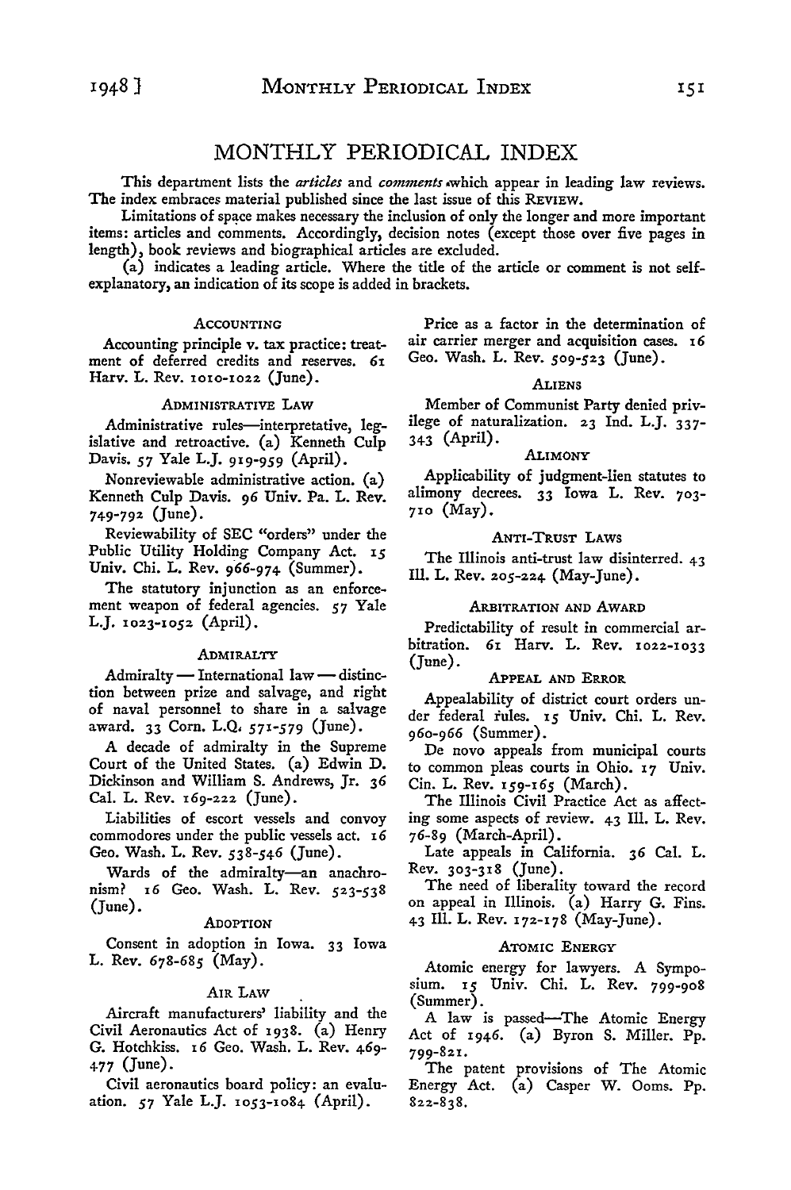# MONTHLY PERIODICAL INDEX

This department lists the *articles* and *comments* which appear in leading law reviews. The index embraces material published since the last issue of this REVIEW.

Limitations of space makes necessary the inclusion of only the longer and more important items: articles and comments. Accordingly, decision notes (except those over five pages in length), book reviews and biographical articles are excluded.

(a) indicates a leading article. Where the title of the article or comment is not self-explanatory, an indication of its scope is added in brackets.

### ACCOUNTING

Accounting principle v. tax practice: treatment of deferred credits and reserves. 61 Harv. L. Rev. 1010-1022 (June).

### ADMINISTRATIVE LAW

Administrative rules—interpretative, legislative and retroactive. (a) Kenneth Culp Davis. 57 Yale L.J. 919-959 (April).

Nonreviewable administrative action. (a) Kenneth Culp Davis. 96 Univ. Pa. L. Rev. 749-792 (June).

Reviewability of SEC "orders" under the Public Utility Holding Company Act. 15 Univ. Chi. L. Rev. 966-974 (Summer).

The statutory injunction as an enforcement weapon of federal agencies. 57 Yale L.J. 1023-1052 (April).

### ADMIRALTY

Admiralty — International law — distinction between prize and salvage, and right of naval personnel to share in a salvage award. 33 Corn. L.Q. 571-579 (June).

A decade of admiralty in the Supreme Court of the United States. (a) Edwin D. Dickinson and William S. Andrews, Jr. 36 Cal. L. Rev. 169-222 (June).

Liabilities of escort vessels and convoy commodores under the public vessels act. 16 Geo. Wash. L. Rev. 538-546 (June).

Wards of the admiralty—an anachronism? 16 Geo. Wash. L. Rev. 523-538 (June).

### ADOPTION

Consent in adoption in Iowa. 33 Iowa L. Rev. 678-685 (May).

### AIR LAW

Aircraft manufacturers' liability and the Civil Aeronautics Act of 1938. (a) Henry G. Hotchkiss. 16 Geo. Wash. L. Rev. 469-477 (June).

Civil aeronautics board policy: an evaluation. 57 Yale L.J. 1053-1084 (April).

Price as a factor in the determination of air carrier merger and acquisition cases. 16 Geo. Wash. L. Rev. 509-523 (June).

### ALIENS

Member of Communist Party denied privilege of naturalization. 23 Ind. L.J. 337-343 (April).

### ALIMONY

Applicability of judgment-lien statutes to alimony decrees. 33 Iowa L. Rev. 703-710 (May).

### ANTI-TRUST LAWS

The Illinois anti-trust law disinterred. 43 Ill. L. Rev. 205-224 (May-June).

### ARBITRATION AND AWARD

Predictability of result in commercial arbitration. 61 Harv. L. Rev. 1022-1033 (June).

### APPEAL AND ERROR

Appealability of district court orders under federal rules. 15 Univ. Chi. L. Rev. 960-966 (Summer).

De novo appeals from municipal courts to common pleas courts in Ohio. 17 Univ. Cin. L. Rev. 159-165 (March).

The Illinois Civil Practice Act as affecting some aspects of review. 43 Ill. L. Rev. 76-89 (March-April).

Late appeals in California. 36 Cal. L. Rev. 303-318 (June).

The need of liberality toward the record on appeal in Illinois. (a) Harry G. Fins. 43 Ill. L. Rev. 172-178 (May-June).

### ATOMIC ENERGY

Atomic energy for lawyers. A Symposium. 15 Univ. Chi. L. Rev. 799-908 (Summer).

A law is passed—The Atomic Energy Act of 1946. (a) Byron S. Miller. Pp. 799-821.

The patent provisions of The Atomic Energy Act. (a) Casper W. Ooms. Pp. 822-838.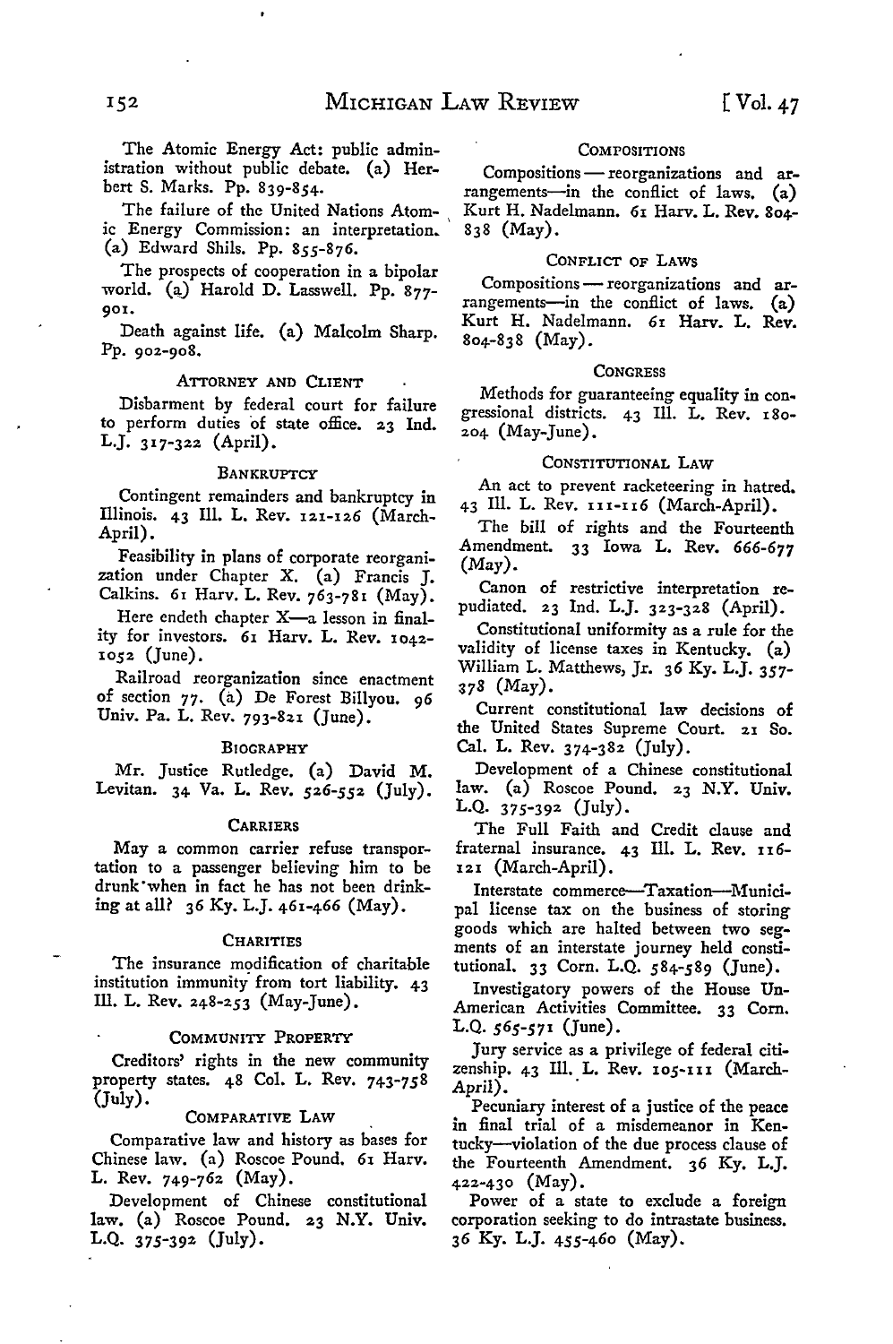The Atomic Energy Act: public administration without public debate. (a) Herbert S. Marks. Pp. 839-854.

The failure of the United Nations Atomic Energy Commission: an interpretation. (a) Edward Shils. Pp. 855-876.

The prospects of cooperation in a bipolar world. (a) Harold D. Lasswell. Pp. 877-901.

Death against life. (a) Malcolm Sharp. Pp. 902-908.

### ATTORNEY AND CLIENT

Disbarment by federal court for failure to perform duties of state office. 23 Ind. L.J. 317-322 (April).

### BANKRUPTCY

Contingent remainders and bankruptcy in Illinois. 43 Ill. L. Rev. 121-126 (March-April).

Feasibility in plans of corporate reorganization under Chapter X. (a) Francis J. Calkins. 61 Harv. L. Rev. 763-781 (May).

Here endeth chapter X—a lesson in finality for investors. 61 Harv. L. Rev. 1042-1052 (June).

Railroad reorganization since enactment of section 77. (a) De Forest Billyou. 96 Univ. Pa. L. Rev. 793-821 (June).

### BIOGRAPHY

Mr. Justice Rutledge. (a) David M. Levitan. 34 Va. L. Rev. 526-552 (July).

### CARRIERS

May a common carrier refuse transportation to a passenger believing him to be drunk when in fact he has not been drinking at all? 36 Ky. L.J. 461-466 (May).

### CHARITIES

The insurance modification of charitable institution immunity from tort liability. 43 Ill. L. Rev. 248-253 (May-June).

### COMMUNITY PROPERTY

Creditors' rights in the new community property states. 48 Col. L. Rev. 743-758 (July).

### COMPARATIVE LAW

Comparative law and history as bases for Chinese law. (a) Roscoe Pound. 61 Harv. L. Rev. 749-762 (May).

Development of Chinese constitutional law. (a) Roscoe Pound. 23 N.Y. Univ. L.Q. 375-392 (July).

### COMPOSITIONS

Compositions — reorganizations and arrangements—in the conflict of laws. (a) Kurt H. Nadelmann. 61 Harv. L. Rev. 804-838 (May).

### CONFLICT OF LAWS

Compositions — reorganizations and arrangements—in the conflict of laws. (a) Kurt H. Nadelmann. 61 Harv. L. Rev. 804-838 (May).

### CONGRESS

Methods for guaranteeing equality in congressional districts. 43 Ill. L. Rev. 180-204 (May-June).

### CONSTITUTIONAL LAW

An act to prevent racketeering in hatred. 43 Ill. L. Rev. 111-116 (March-April).

The bill of rights and the Fourteenth Amendment. 33 Iowa L. Rev. 666-677 (May).

Canon of restrictive interpretation repudiated. 23 Ind. L.J. 323-328 (April).

Constitutional uniformity as a rule for the validity of license taxes in Kentucky. (a) William L. Matthews, Jr. 36 Ky. L.J. 357-378 (May).

Current constitutional law decisions of the United States Supreme Court. 21 So. Cal. L. Rev. 374-382 (July).

Development of a Chinese constitutional law. (a) Roscoe Pound. 23 N.Y. Univ. L.Q. 375-392 (July).

The Full Faith and Credit clause and fraternal insurance. 43 Ill. L. Rev. 116-121 (March-April).

Interstate commerce—Taxation—Municipal license tax on the business of storing goods which are halted between two segments of an interstate journey held constitutional. 33 Corn. L.Q. 584-589 (June).

Investigatory powers of the House Un-American Activities Committee. 33 Corn. L.Q. 565-571 (June).

Jury service as a privilege of federal citizenship. 43 Ill. L. Rev. 105-111 (March-April).

Pecuniary interest of a justice of the peace in final trial of a misdemeanor in Kentucky—violation of the due process clause of the Fourteenth Amendment. 36 Ky. L.J. 422-430 (May).

Power of a state to exclude a foreign corporation seeking to do intrastate business. 36 Ky. L.J. 455-460 (May).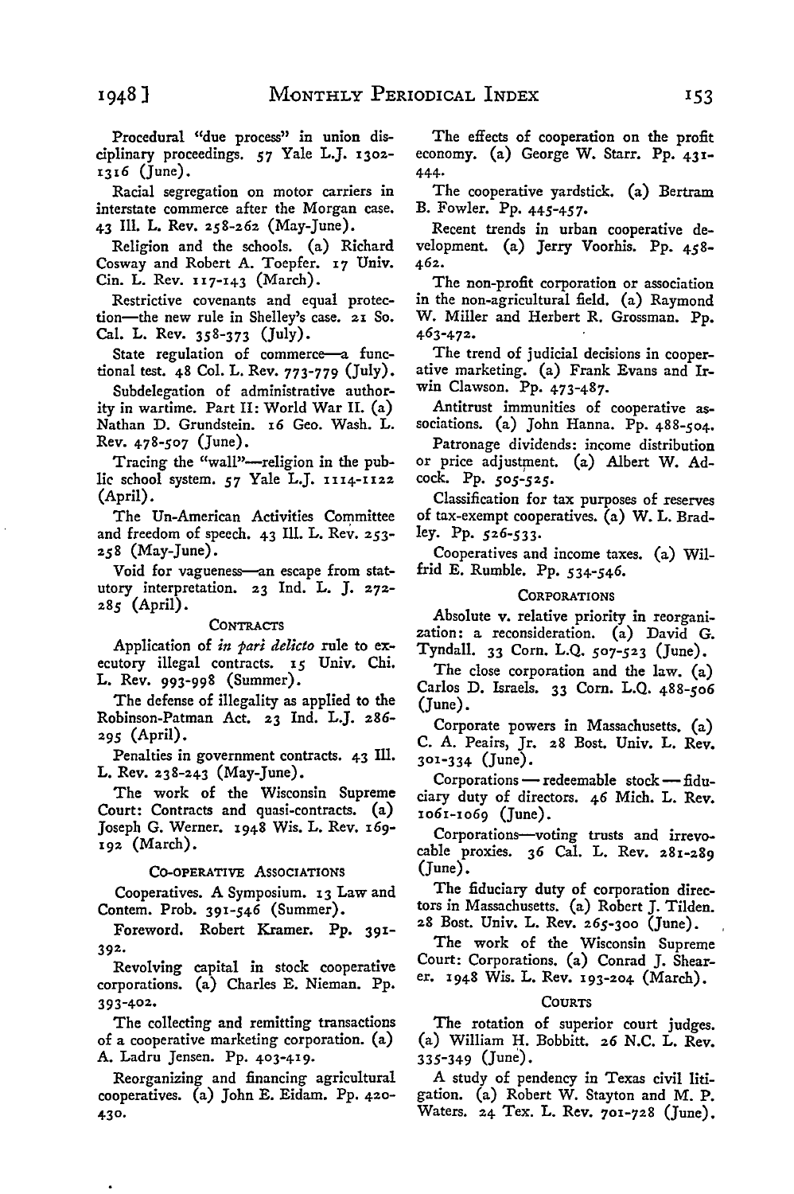Procedural "due process" in union disciplinary proceedings. 57 Yale L.J. 1302-1316 (June).

Racial segregation on motor carriers in interstate commerce after the Morgan case. 43 Ill. L. Rev. 258-262 (May-June).

Religion and the schools. (a) Richard Cosway and Robert A. Toepfer. 17 Univ. Cin. L. Rev. 117-143 (March).

Restrictive covenants and equal protection—the new rule in Shelley's case. 21 So. Cal. L. Rev. 358-373 (July).

State regulation of commerce—a functional test. 48 Col. L. Rev. 773-779 (July).

Subdelegation of administrative authority in wartime. Part II: World War II. (a) Nathan D. Grundstein. 16 Geo. Wash. L. Rev. 478-507 (June).

Tracing the "wall"—religion in the public school system. 57 Yale L.J. 1114-1122 (April).

The Un-American Activities Committee and freedom of speech. 43 Ill. L. Rev. 253-258 (May-June).

Void for vagueness—an escape from statutory interpretation. 23 Ind. L. J. 272-285 (April).

### Contracts

Application of *in pari delicto* rule to executory illegal contracts. 15 Univ. Chi. L. Rev. 993-998 (Summer).

The defense of illegality as applied to the Robinson-Patman Act. 23 Ind. L.J. 286-295 (April).

Penalties in government contracts. 43 Ill. L. Rev. 238-243 (May-June).

The work of the Wisconsin Supreme Court: Contracts and quasi-contracts. (a) Joseph G. Werner. 1948 Wis. L. Rev. 169-192 (March).

### Co-operative Associations

Cooperatives. A Symposium. 13 Law and Contem. Prob. 391-546 (Summer).

Foreword. Robert Kramer. Pp. 391-392.

Revolving capital in stock cooperative corporations. (a) Charles E. Nieman. Pp. 393-402.

The collecting and remitting transactions of a cooperative marketing corporation. (a) A. Ladru Jensen. Pp. 403-419.

Reorganizing and financing agricultural cooperatives. (a) John E. Eidam. Pp. 420-430.

The effects of cooperation on the profit economy. (a) George W. Starr. Pp. 431-444.

The cooperative yardstick. (a) Bertram B. Fowler. Pp. 445-457.

Recent trends in urban cooperative development. (a) Jerry Voorhis. Pp. 458-462.

The non-profit corporation or association in the non-agricultural field. (a) Raymond W. Miller and Herbert R. Grossman. Pp. 463-472.

The trend of judicial decisions in cooperative marketing. (a) Frank Evans and Irwin Clawson. Pp. 473-487.

Antitrust immunities of cooperative associations. (a) John Hanna. Pp. 488-504.

Patronage dividends: income distribution or price adjustment. (a) Albert W. Adcock. Pp. 505-525.

Classification for tax purposes of reserves of tax-exempt cooperatives. (a) W. L. Bradley. Pp. 526-533.

Cooperatives and income taxes. (a) Wilfrid E. Rumble. Pp. 534-546.

### Corporations

Absolute v. relative priority in reorganization: a reconsideration. (a) David G. Tyndall. 33 Corn. L.Q. 507-523 (June).

The close corporation and the law. (a) Carlos D. Israels. 33 Corn. L.Q. 488-506 (June).

Corporate powers in Massachusetts. (a) C. A. Peairs, Jr. 28 Bost. Univ. L. Rev. 301-334 (June).

Corporations — redeemable stock — fiduciary duty of directors. 46 Mich. L. Rev. 1061-1069 (June).

Corporations—voting trusts and irrevocable proxies. 36 Cal. L. Rev. 281-289 (June).

The fiduciary duty of corporation directors in Massachusetts. (a) Robert J. Tilden. 28 Bost. Univ. L. Rev. 265-300 (June).

The work of the Wisconsin Supreme Court: Corporations. (a) Conrad J. Shearer. 1948 Wis. L. Rev. 193-204 (March).

### Courts

The rotation of superior court judges. (a) William H. Bobbitt. 26 N.C. L. Rev. 335-349 (June).

A study of pendency in Texas civil litigation. (a) Robert W. Stayton and M. P. Waters. 24 Tex. L. Rev. 701-728 (June).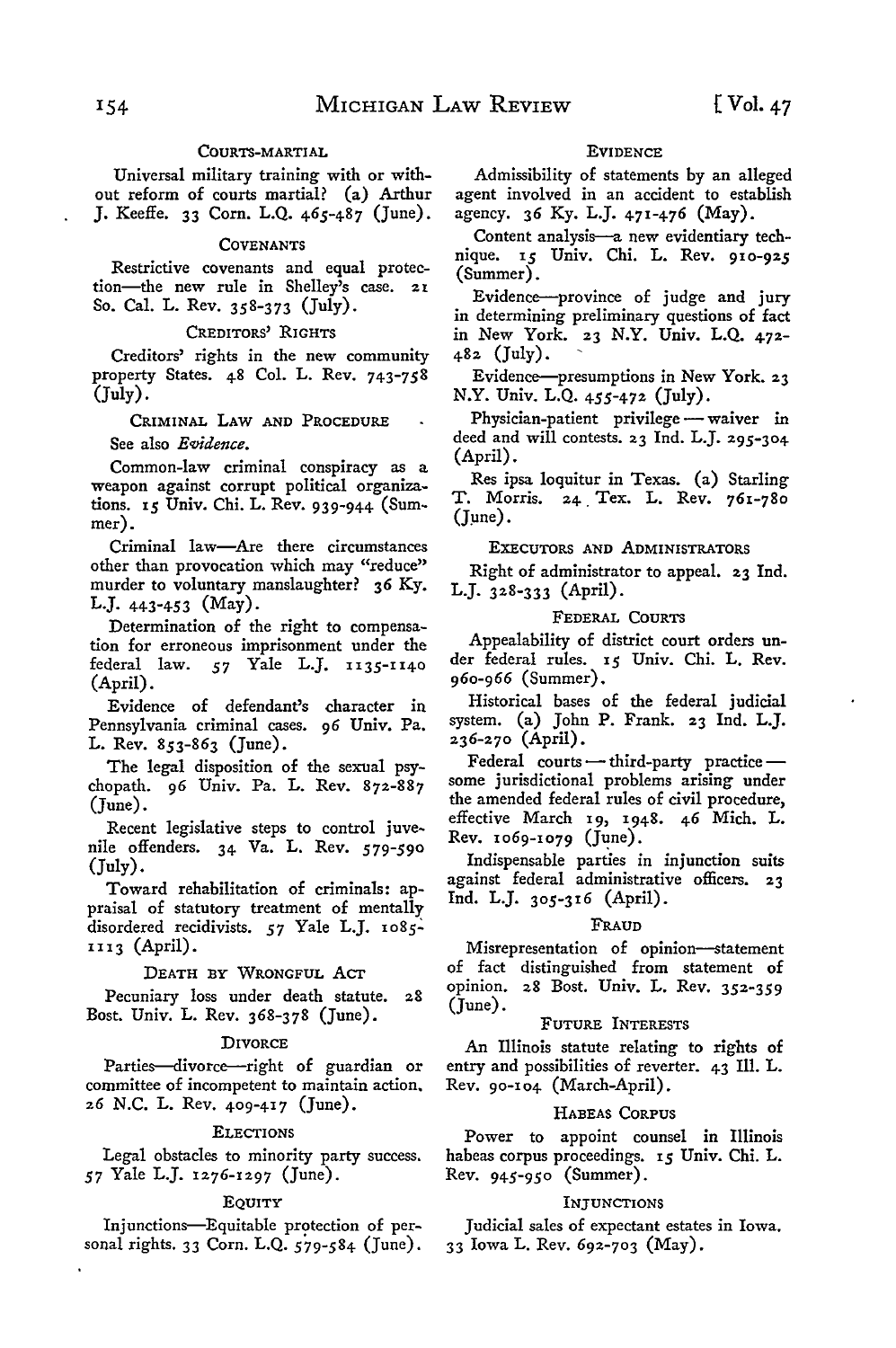### Courts-Martial

Universal military training with or without reform of courts martial? (a) Arthur J. Keeffe. 33 Corn. L.Q. 465-487 (June).

### Covenants

Restrictive covenants and equal protection—the new rule in Shelley's case. 21 So. Cal. L. Rev. 358-373 (July).

### Creditors' Rights

Creditors' rights in the new community property States. 48 Col. L. Rev. 743-758 (July).

### Criminal Law and Procedure

See also *Evidence*.

Common-law criminal conspiracy as a weapon against corrupt political organizations. 15 Univ. Chi. L. Rev. 939-944 (Summer).

Criminal law—Are there circumstances other than provocation which may "reduce" murder to voluntary manslaughter? 36 Ky. L.J. 443-453 (May).

Determination of the right to compensation for erroneous imprisonment under the federal law. 57 Yale L.J. 1135-1140 (April).

Evidence of defendant's character in Pennsylvania criminal cases. 96 Univ. Pa. L. Rev. 853-863 (June).

The legal disposition of the sexual psychopath. 96 Univ. Pa. L. Rev. 872-887 (June).

Recent legislative steps to control juvenile offenders. 34 Va. L. Rev. 579-590 (July).

Toward rehabilitation of criminals: appraisal of statutory treatment of mentally disordered recidivists. 57 Yale L.J. 1085-1113 (April).

### Death by Wrongful Act

Pecuniary loss under death statute. 28 Bost. Univ. L. Rev. 368-378 (June).

### Divorce

Parties—divorce—right of guardian or committee of incompetent to maintain action. 26 N.C. L. Rev. 409-417 (June).

### Elections

Legal obstacles to minority party success. 57 Yale L.J. 1276-1297 (June).

### Equity

Injunctions—Equitable protection of personal rights. 33 Corn. L.Q. 579-584 (June).

### Evidence

Admissibility of statements by an alleged agent involved in an accident to establish agency. 36 Ky. L.J. 471-476 (May).

Content analysis—a new evidentiary technique. 15 Univ. Chi. L. Rev. 910-925 (Summer).

Evidence—province of judge and jury in determining preliminary questions of fact in New York. 23 N.Y. Univ. L.Q. 472-482 (July).

Evidence—presumptions in New York. 23 N.Y. Univ. L.Q. 455-472 (July).

Physician-patient privilege — waiver in deed and will contests. 23 Ind. L.J. 295-304 (April).

Res ipsa loquitur in Texas. (a) Starling T. Morris. 24 Tex. L. Rev. 761-780 (June).

### Executors and Administrators

Right of administrator to appeal. 23 Ind. L.J. 328-333 (April).

### Federal Courts

Appealability of district court orders under federal rules. 15 Univ. Chi. L. Rev. 960-966 (Summer).

Historical bases of the federal judicial system. (a) John P. Frank. 23 Ind. L.J. 236-270 (April).

Federal courts — third-party practice — some jurisdictional problems arising under the amended federal rules of civil procedure, effective March 19, 1948. 46 Mich. L. Rev. 1069-1079 (June).

Indispensable parties in injunction suits against federal administrative officers. 23 Ind. L.J. 305-316 (April).

### Fraud

Misrepresentation of opinion—statement of fact distinguished from statement of opinion. 28 Bost. Univ. L. Rev. 352-359 (June).

### Future Interests

An Illinois statute relating to rights of entry and possibilities of reverter. 43 Ill. L. Rev. 90-104 (March-April).

### Habeas Corpus

Power to appoint counsel in Illinois habeas corpus proceedings. 15 Univ. Chi. L. Rev. 945-950 (Summer).

### Injunctions

Judicial sales of expectant estates in Iowa. 33 Iowa L. Rev. 692-703 (May).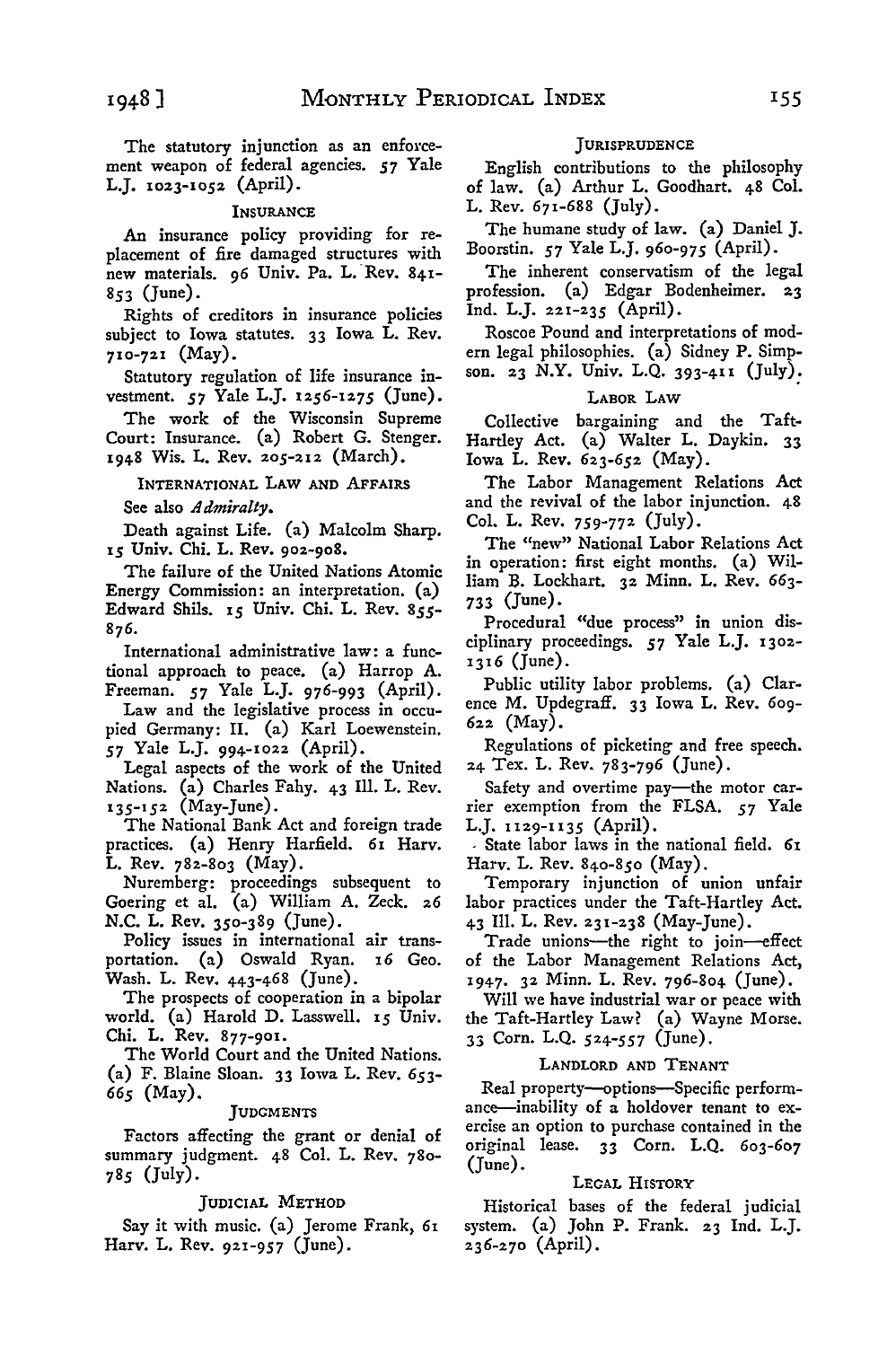The statutory injunction as an enforcement weapon of federal agencies. 57 Yale L.J. 1023-1052 (April).

### Insurance

An insurance policy providing for replacement of fire damaged structures with new materials. 96 Univ. Pa. L. Rev. 841-853 (June).

Rights of creditors in insurance policies subject to Iowa statutes. 33 Iowa L. Rev. 710-721 (May).

Statutory regulation of life insurance investment. 57 Yale L.J. 1256-1275 (June).

The work of the Wisconsin Supreme Court: Insurance. (a) Robert G. Stenger. 1948 Wis. L. Rev. 205-212 (March).

### International Law and Affairs

See also *Admiralty*.

Death against Life. (a) Malcolm Sharp. 15 Univ. Chi. L. Rev. 902-908.

The failure of the United Nations Atomic Energy Commission: an interpretation. (a) Edward Shils. 15 Univ. Chi. L. Rev. 855-876.

International administrative law: a functional approach to peace. (a) Harrop A. Freeman. 57 Yale L.J. 976-993 (April).

Law and the legislative process in occupied Germany: II. (a) Karl Loewenstein. 57 Yale L.J. 994-1022 (April).

Legal aspects of the work of the United Nations. (a) Charles Fahy. 43 Ill. L. Rev. 135-152 (May-June).

The National Bank Act and foreign trade practices. (a) Henry Harfield. 61 Harv. L. Rev. 782-803 (May).

Nuremberg: proceedings subsequent to Goering et al. (a) William A. Zeck. 26 N.C. L. Rev. 350-389 (June).

Policy issues in international air transportation. (a) Oswald Ryan. 16 Geo. Wash. L. Rev. 443-468 (June).

The prospects of cooperation in a bipolar world. (a) Harold D. Lasswell. 15 Univ. Chi. L. Rev. 877-901.

The World Court and the United Nations. (a) F. Blaine Sloan. 33 Iowa L. Rev. 653-665 (May).

### Judgments

Factors affecting the grant or denial of summary judgment. 48 Col. L. Rev. 780-785 (July).

### Judicial Method

Say it with music. (a) Jerome Frank, 61 Harv. L. Rev. 921-957 (June).

### Jurisprudence

English contributions to the philosophy of law. (a) Arthur L. Goodhart. 48 Col. L. Rev. 671-688 (July).

The humane study of law. (a) Daniel J. Boorstin. 57 Yale L.J. 960-975 (April).

The inherent conservatism of the legal profession. (a) Edgar Bodenheimer. 23 Ind. L.J. 221-235 (April).

Roscoe Pound and interpretations of modern legal philosophies. (a) Sidney P. Simpson. 23 N.Y. Univ. L.Q. 393-411 (July).

### Labor Law

Collective bargaining and the Taft-Hartley Act. (a) Walter L. Daykin. 33 Iowa L. Rev. 623-652 (May).

The Labor Management Relations Act and the revival of the labor injunction. 48 Col. L. Rev. 759-772 (July).

The "new" National Labor Relations Act in operation: first eight months. (a) William B. Lockhart. 32 Minn. L. Rev. 663-733 (June).

Procedural "due process" in union disciplinary proceedings. 57 Yale L.J. 1302-1316 (June).

Public utility labor problems. (a) Clarence M. Updegraff. 33 Iowa L. Rev. 609-622 (May).

Regulations of picketing and free speech. 24 Tex. L. Rev. 783-796 (June).

Safety and overtime pay—the motor carrier exemption from the FLSA. 57 Yale L.J. 1129-1135 (April).

State labor laws in the national field. 61 Harv. L. Rev. 840-850 (May).

Temporary injunction of union unfair labor practices under the Taft-Hartley Act. 43 Ill. L. Rev. 231-238 (May-June).

Trade unions—the right to join—effect of the Labor Management Relations Act, 1947. 32 Minn. L. Rev. 796-804 (June).

Will we have industrial war or peace with the Taft-Hartley Law? (a) Wayne Morse. 33 Corn. L.Q. 524-557 (June).

### Landlord and Tenant

Real property—options—Specific performance—inability of a holdover tenant to exercise an option to purchase contained in the original lease. 33 Corn. L.Q. 603-607 (June).

### Legal History

Historical bases of the federal judicial system. (a) John P. Frank. 23 Ind. L.J. 236-270 (April).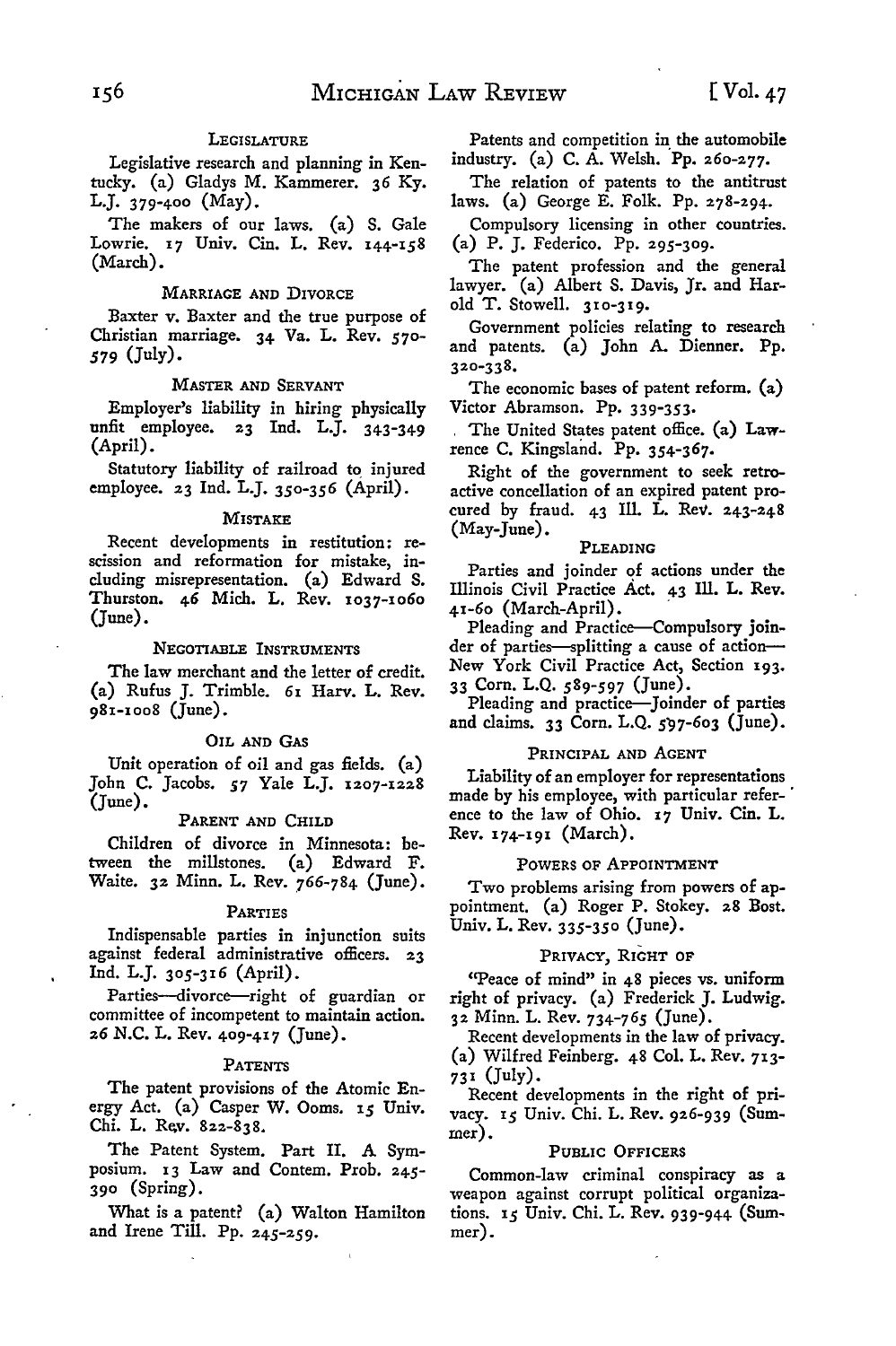### LEGISLATURE

Legislative research and planning in Kentucky. (a) Gladys M. Kammerer. 36 Ky. L.J. 379-400 (May).

The makers of our laws. (a) S. Gale Lowrie. 17 Univ. Cin. L. Rev. 144-158 (March).

### MARRIAGE AND DIVORCE

Baxter v. Baxter and the true purpose of Christian marriage. 34 Va. L. Rev. 570-579 (July).

### MASTER AND SERVANT

Employer's liability in hiring physically unfit employee. 23 Ind. L.J. 343-349 (April).

Statutory liability of railroad to injured employee. 23 Ind. L.J. 350-356 (April).

### MISTAKE

Recent developments in restitution: rescission and reformation for mistake, including misrepresentation. (a) Edward S. Thurston. 46 Mich. L. Rev. 1037-1060 (June).

### NEGOTIABLE INSTRUMENTS

The law merchant and the letter of credit. (a) Rufus J. Trimble. 61 Harv. L. Rev. 981-1008 (June).

### OIL AND GAS

Unit operation of oil and gas fields. (a) John C. Jacobs. 57 Yale L.J. 1207-1228 (June).

### PARENT AND CHILD

Children of divorce in Minnesota: between the millstones. (a) Edward F. Waite. 32 Minn. L. Rev. 766-784 (June).

### PARTIES

Indispensable parties in injunction suits against federal administrative officers. 23 Ind. L.J. 305-316 (April).

Parties—divorce—right of guardian or committee of incompetent to maintain action. 26 N.C. L. Rev. 409-417 (June).

### PATENTS

The patent provisions of the Atomic Energy Act. (a) Casper W. Ooms. 15 Univ. Chi. L. Rev. 822-838.

The Patent System. Part II. A Symposium. 13 Law and Contem. Prob. 245-390 (Spring).

What is a patent? (a) Walton Hamilton and Irene Till. Pp. 245-259.

Patents and competition in the automobile industry. (a) C. A. Welsh. Pp. 260-277.

The relation of patents to the antitrust laws. (a) George E. Folk. Pp. 278-294.

Compulsory licensing in other countries. (a) P. J. Federico. Pp. 295-309.

The patent profession and the general lawyer. (a) Albert S. Davis, Jr. and Harold T. Stowell. 310-319.

Government policies relating to research and patents. (a) John A. Dienner. Pp. 320-338.

The economic bases of patent reform. (a) Victor Abramson. Pp. 339-353.

The United States patent office. (a) Lawrence C. Kingsland. Pp. 354-367.

Right of the government to seek retroactive concellation of an expired patent procured by fraud. 43 Ill. L. Rev. 243-248 (May-June).

### PLEADING

Parties and joinder of actions under the Illinois Civil Practice Act. 43 Ill. L. Rev. 41-60 (March-April).

Pleading and Practice—Compulsory joinder of parties—splitting a cause of action—New York Civil Practice Act, Section 193. 33 Corn. L.Q. 589-597 (June).

Pleading and practice—Joinder of parties and claims. 33 Corn. L.Q. 597-603 (June).

### PRINCIPAL AND AGENT

Liability of an employer for representations made by his employee, with particular reference to the law of Ohio. 17 Univ. Cin. L. Rev. 174-191 (March).

### POWERS OF APPOINTMENT

Two problems arising from powers of appointment. (a) Roger P. Stokey. 28 Bost. Univ. L. Rev. 335-350 (June).

### PRIVACY, RIGHT OF

"Peace of mind" in 48 pieces vs. uniform right of privacy. (a) Frederick J. Ludwig. 32 Minn. L. Rev. 734-765 (June).

Recent developments in the law of privacy. (a) Wilfred Feinberg. 48 Col. L. Rev. 713-731 (July).

Recent developments in the right of privacy. 15 Univ. Chi. L. Rev. 926-939 (Summer).

### PUBLIC OFFICERS

Common-law criminal conspiracy as a weapon against corrupt political organizations. 15 Univ. Chi. L. Rev. 939-944 (Summer).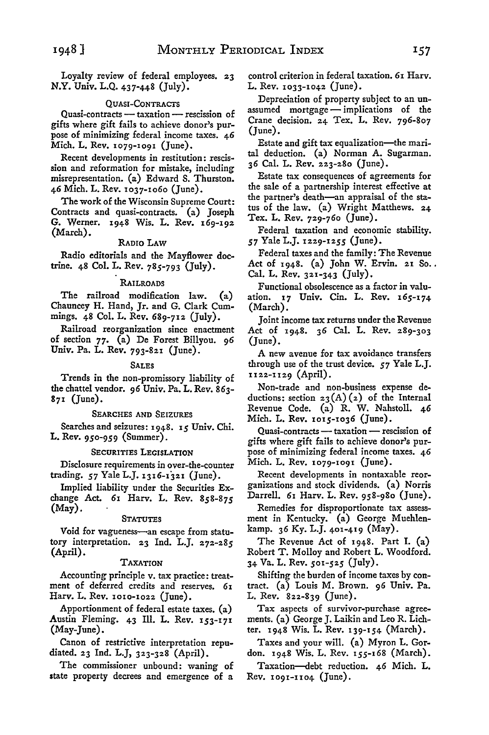Loyalty review of federal employees. 23 N.Y. Univ. L.Q. 437-448 (July).

### Quasi-Contracts

Quasi-contracts — taxation — rescission of gifts where gift fails to achieve donor's purpose of minimizing federal income taxes. 46 Mich. L. Rev. 1079-1091 (June).

Recent developments in restitution: rescission and reformation for mistake, including misrepresentation. (a) Edward S. Thurston. 46 Mich. L. Rev. 1037-1060 (June).

The work of the Wisconsin Supreme Court: Contracts and quasi-contracts. (a) Joseph G. Werner. 1948 Wis. L. Rev. 169-192 (March).

### Radio Law

Radio editorials and the Mayflower doctrine. 48 Col. L. Rev. 785-793 (July).

### Railroads

The railroad modification law. (a) Chauncey H. Hand, Jr. and G. Clark Cummings. 48 Col. L. Rev. 689-712 (July).

Railroad reorganization since enactment of section 77. (a) De Forest Billyou. 96 Univ. Pa. L. Rev. 793-821 (June).

### Sales

Trends in the non-promissory liability of the chattel vendor. 96 Univ. Pa. L. Rev. 863-871 (June).

### Searches and Seizures

Searches and seizures: 1948. 15 Univ. Chi. L. Rev. 950-959 (Summer).

### Securities Legislation

Disclosure requirements in over-the-counter trading. 57 Yale L.J. 1316-1321 (June).

Implied liability under the Securities Exchange Act. 61 Harv. L. Rev. 858-875 (May).

### Statutes

Void for vagueness—an escape from statutory interpretation. 23 Ind. L.J. 272-285 (April).

### Taxation

Accounting principle v. tax practice: treatment of deferred credits and reserves. 61 Harv. L. Rev. 1010-1022 (June).

Apportionment of federal estate taxes. (a) Austin Fleming. 43 Ill. L. Rev. 153-171 (May-June).

Canon of restrictive interpretation repudiated. 23 Ind. L.J. 323-328 (April).

The commissioner unbound: waning of state property decrees and emergence of a control criterion in federal taxation. 61 Harv. L. Rev. 1033-1042 (June).

Depreciation of property subject to an unassumed mortgage — implications of the Crane decision. 24 Tex. L. Rev. 796-807 (June).

Estate and gift tax equalization—the marital deduction. (a) Norman A. Sugarman. 36 Cal. L. Rev. 223-280 (June).

Estate tax consequences of agreements for the sale of a partnership interest effective at the partner's death—an appraisal of the status of the law. (a) Wright Matthews. 24 Tex. L. Rev. 729-760 (June).

Federal taxation and economic stability. 57 Yale L.J. 1229-1255 (June).

Federal taxes and the family: The Revenue Act of 1948. (a) John W. Ervin. 21 So. Cal. L. Rev. 321-343 (July).

Functional obsolescence as a factor in valuation. 17 Univ. Cin. L. Rev. 165-174 (March).

Joint income tax returns under the Revenue Act of 1948. 36 Cal. L. Rev. 289-303 (June).

A new avenue for tax avoidance transfers through use of the trust device. 57 Yale L.J. 1122-1129 (April).

Non-trade and non-business expense deductions: section 23(A)(2) of the Internal Revenue Code. (a) R. W. Nahstoll. 46 Mich. L. Rev. 1015-1036 (June).

Quasi-contracts — taxation — rescission of gifts where gift fails to achieve donor's purpose of minimizing federal income taxes. 46 Mich. L. Rev. 1079-1091 (June).

Recent developments in nontaxable reorganizations and stock dividends. (a) Norris Darrell. 61 Harv. L. Rev. 958-980 (June).

Remedies for disproportionate tax assessment in Kentucky. (a) George Muehlenkamp. 36 Ky. L.J. 401-419 (May).

The Revenue Act of 1948. Part I. (a) Robert T. Molloy and Robert L. Woodford. 34 Va. L. Rev. 501-525 (July).

Shifting the burden of income taxes by contract. (a) Louis M. Brown. 96 Univ. Pa. L. Rev. 822-839 (June).

Tax aspects of survivor-purchase agreements. (a) George J. Laikin and Leo R. Lichter. 1948 Wis. L. Rev. 139-154 (March).

Taxes and your will. (a) Myron L. Gordon. 1948 Wis. L. Rev. 155-168 (March).

Taxation—debt reduction. 46 Mich. L. Rev. 1091-1104 (June).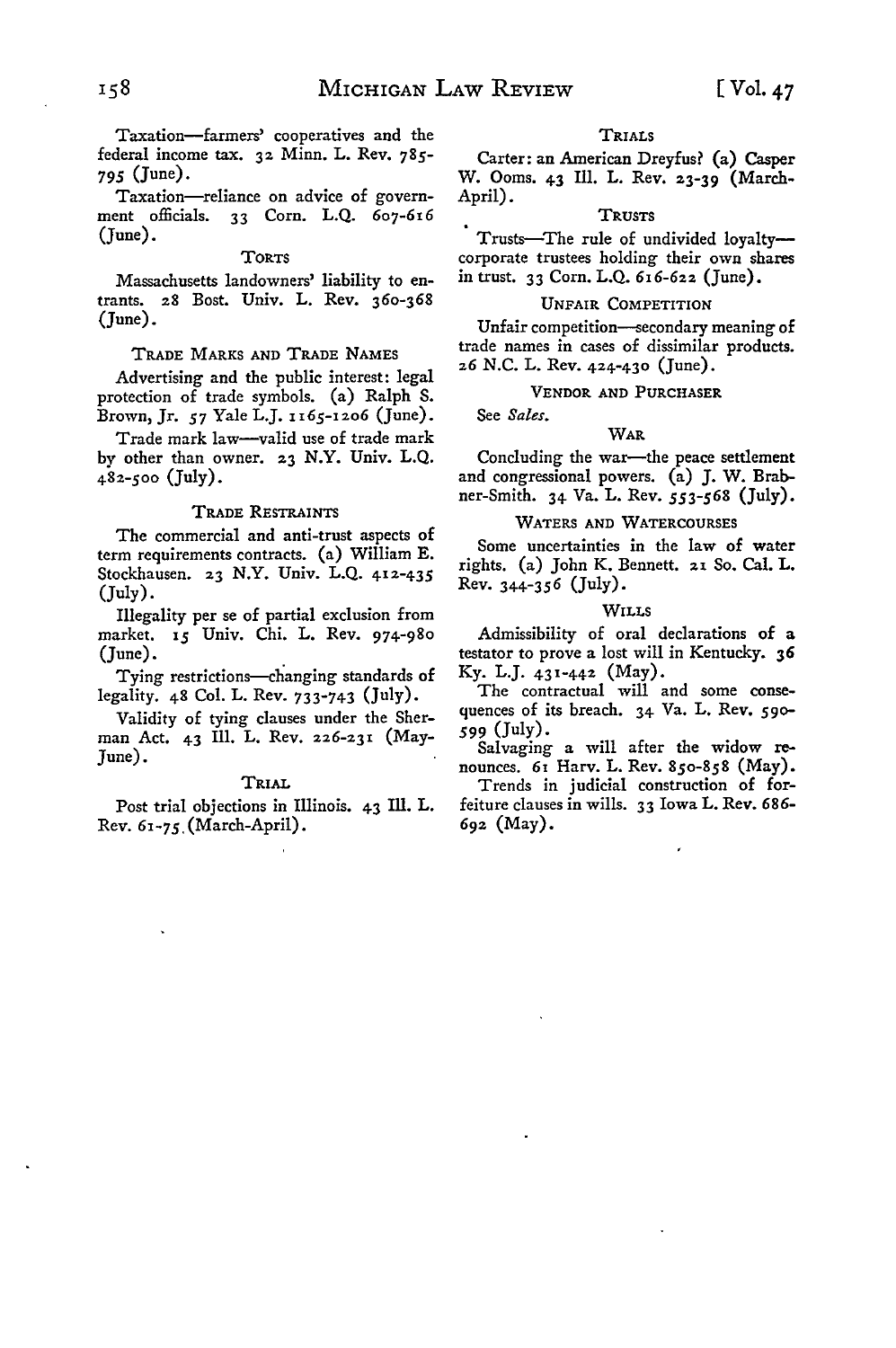Taxation—farmers' cooperatives and the federal income tax. 32 Minn. L. Rev. 785-795 (June).

Taxation—reliance on advice of government officials. 33 Corn. L.Q. 607-616 (June).

### Torts

Massachusetts landowners' liability to entrants. 28 Bost. Univ. L. Rev. 360-368 (June).

### Trade Marks and Trade Names

Advertising and the public interest: legal protection of trade symbols. (a) Ralph S. Brown, Jr. 57 Yale L.J. 1165-1206 (June).

Trade mark law—valid use of trade mark by other than owner. 23 N.Y. Univ. L.Q. 482-500 (July).

### Trade Restraints

The commercial and anti-trust aspects of term requirements contracts. (a) William E. Stockhausen. 23 N.Y. Univ. L.Q. 412-435 (July).

Illegality per se of partial exclusion from market. 15 Univ. Chi. L. Rev. 974-980 (June).

Tying restrictions—changing standards of legality. 48 Col. L. Rev. 733-743 (July).

Validity of tying clauses under the Sherman Act. 43 Ill. L. Rev. 226-231 (May-June).

### Trial

Post trial objections in Illinois. 43 Ill. L. Rev. 61-75 (March-April).

### Trials

Carter: an American Dreyfus? (a) Casper W. Ooms. 43 Ill. L. Rev. 23-39 (March-April).

### Trusts

Trusts—The rule of undivided loyalty—corporate trustees holding their own shares in trust. 33 Corn. L.Q. 616-622 (June).

### Unfair Competition

Unfair competition—secondary meaning of trade names in cases of dissimilar products. 26 N.C. L. Rev. 424-430 (June).

### Vendor and Purchaser

See *Sales*.

### War

Concluding the war—the peace settlement and congressional powers. (a) J. W. Brabner-Smith. 34 Va. L. Rev. 553-568 (July).

### Waters and Watercourses

Some uncertainties in the law of water rights. (a) John K. Bennett. 21 So. Cal. L. Rev. 344-356 (July).

### Wills

Admissibility of oral declarations of a testator to prove a lost will in Kentucky. 36 Ky. L.J. 431-442 (May).

The contractual will and some consequences of its breach. 34 Va. L. Rev. 590-599 (July).

Salvaging a will after the widow renounces. 61 Harv. L. Rev. 850-858 (May).

Trends in judicial construction of forfeiture clauses in wills. 33 Iowa L. Rev. 686-692 (May).